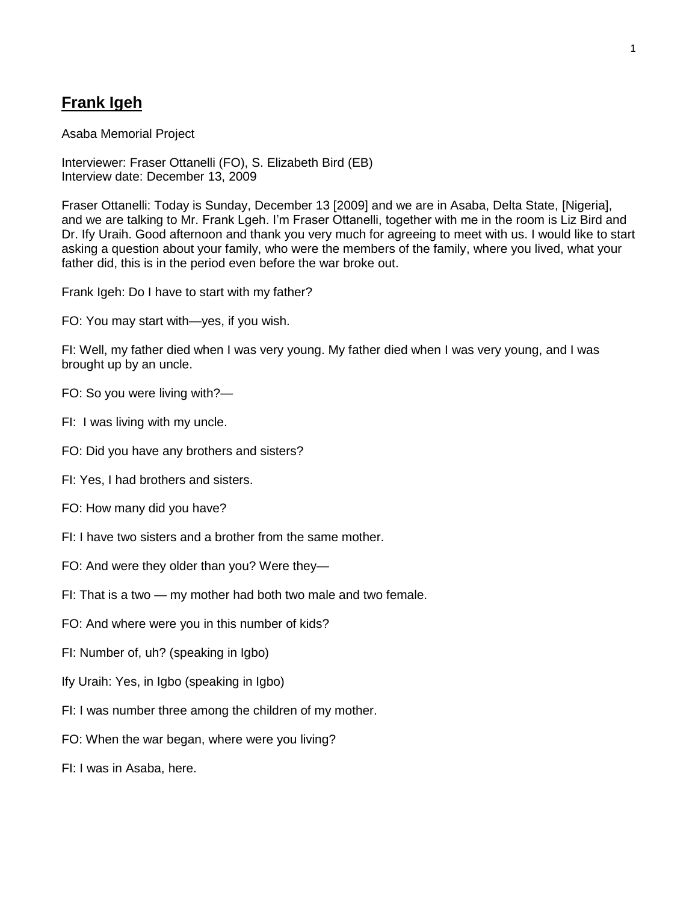# **Frank Igeh**

Asaba Memorial Project

Interviewer: Fraser Ottanelli (FO), S. Elizabeth Bird (EB)
Interview date: December 13, 2009

Fraser Ottanelli: Today is Sunday, December 13 [2009] and we are in Asaba, Delta State, [Nigeria], and we are talking to Mr. Frank Lgeh. I'm Fraser Ottanelli, together with me in the room is Liz Bird and Dr. Ify Uraih. Good afternoon and thank you very much for agreeing to meet with us. I would like to start asking a question about your family, who were the members of the family, where you lived, what your father did, this is in the period even before the war broke out.

Frank Igeh: Do I have to start with my father?

FO: You may start with—yes, if you wish.

FI: Well, my father died when I was very young. My father died when I was very young, and I was brought up by an uncle.

FO: So you were living with?—

FI: I was living with my uncle.

FO: Did you have any brothers and sisters?

FI: Yes, I had brothers and sisters.

FO: How many did you have?

FI: I have two sisters and a brother from the same mother.

FO: And were they older than you? Were they—

FI: That is a two — my mother had both two male and two female.

FO: And where were you in this number of kids?

FI: Number of, uh? (speaking in Igbo)

Ify Uraih: Yes, in Igbo (speaking in Igbo)

FI: I was number three among the children of my mother.

FO: When the war began, where were you living?

FI: I was in Asaba, here.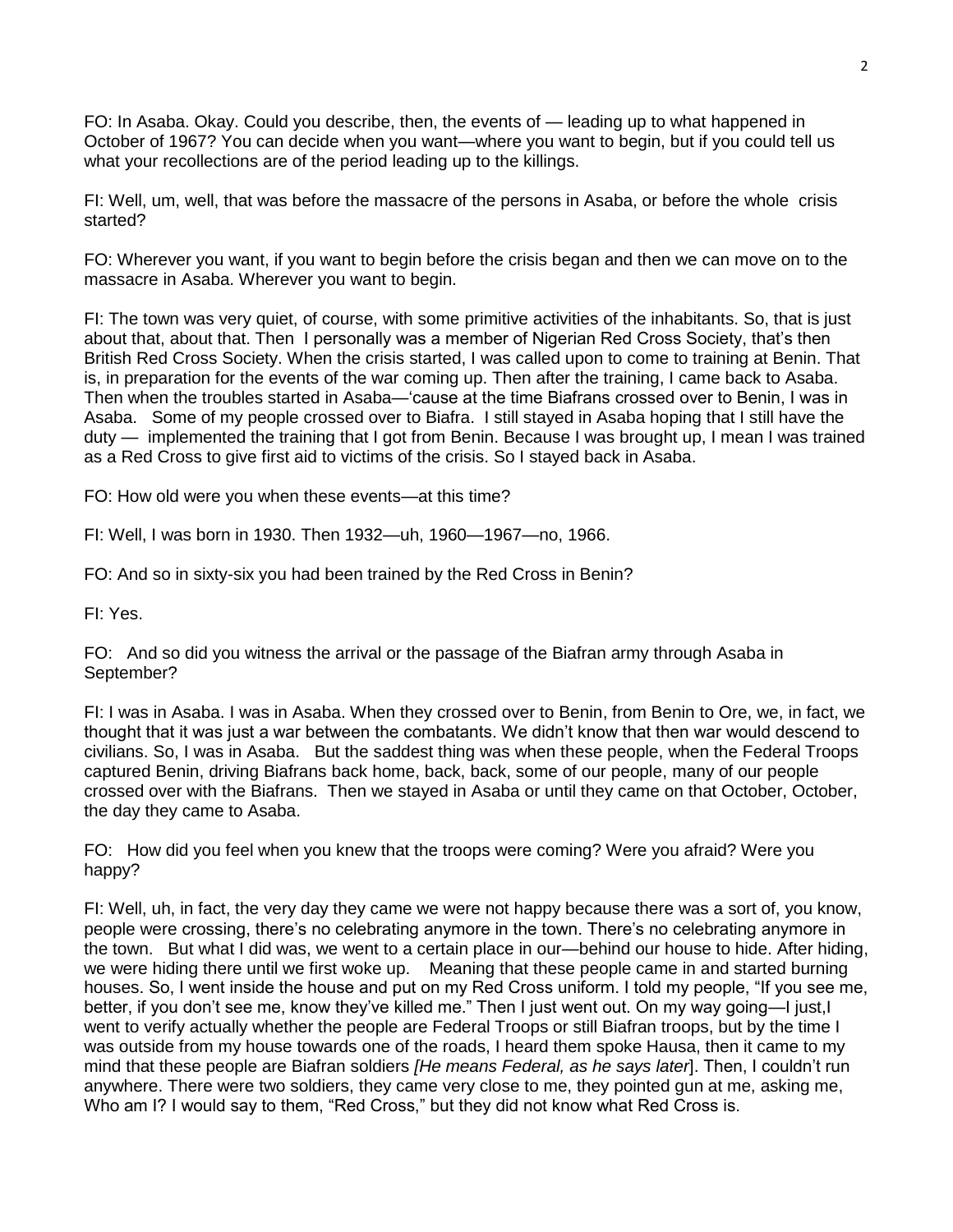FO: In Asaba. Okay. Could you describe, then, the events of — leading up to what happened in October of 1967? You can decide when you want—where you want to begin, but if you could tell us what your recollections are of the period leading up to the killings.

FI: Well, um, well, that was before the massacre of the persons in Asaba, or before the whole crisis started?

FO: Wherever you want, if you want to begin before the crisis began and then we can move on to the massacre in Asaba. Wherever you want to begin.

FI: The town was very quiet, of course, with some primitive activities of the inhabitants. So, that is just about that, about that. Then I personally was a member of Nigerian Red Cross Society, that's then British Red Cross Society. When the crisis started, I was called upon to come to training at Benin. That is, in preparation for the events of the war coming up. Then after the training, I came back to Asaba. Then when the troubles started in Asaba—'cause at the time Biafrans crossed over to Benin, I was in Asaba. Some of my people crossed over to Biafra. I still stayed in Asaba hoping that I still have the duty — implemented the training that I got from Benin. Because I was brought up, I mean I was trained as a Red Cross to give first aid to victims of the crisis. So I stayed back in Asaba.

FO: How old were you when these events—at this time?

FI: Well, I was born in 1930. Then 1932—uh, 1960—1967—no, 1966.

FO: And so in sixty-six you had been trained by the Red Cross in Benin?

FI: Yes.

FO: And so did you witness the arrival or the passage of the Biafran army through Asaba in September?

FI: I was in Asaba. I was in Asaba. When they crossed over to Benin, from Benin to Ore, we, in fact, we thought that it was just a war between the combatants. We didn't know that then war would descend to civilians. So, I was in Asaba. But the saddest thing was when these people, when the Federal Troops captured Benin, driving Biafrans back home, back, back, some of our people, many of our people crossed over with the Biafrans. Then we stayed in Asaba or until they came on that October, October, the day they came to Asaba.

FO: How did you feel when you knew that the troops were coming? Were you afraid? Were you happy?

FI: Well, uh, in fact, the very day they came we were not happy because there was a sort of, you know, people were crossing, there's no celebrating anymore in the town. There's no celebrating anymore in the town. But what I did was, we went to a certain place in our—behind our house to hide. After hiding, we were hiding there until we first woke up. Meaning that these people came in and started burning houses. So, I went inside the house and put on my Red Cross uniform. I told my people, "If you see me, better, if you don't see me, know they've killed me." Then I just went out. On my way going—I just,I went to verify actually whether the people are Federal Troops or still Biafran troops, but by the time I was outside from my house towards one of the roads, I heard them spoke Hausa, then it came to my mind that these people are Biafran soldiers *[He means Federal, as he says later*]. Then, I couldn't run anywhere. There were two soldiers, they came very close to me, they pointed gun at me, asking me, Who am I? I would say to them, "Red Cross," but they did not know what Red Cross is.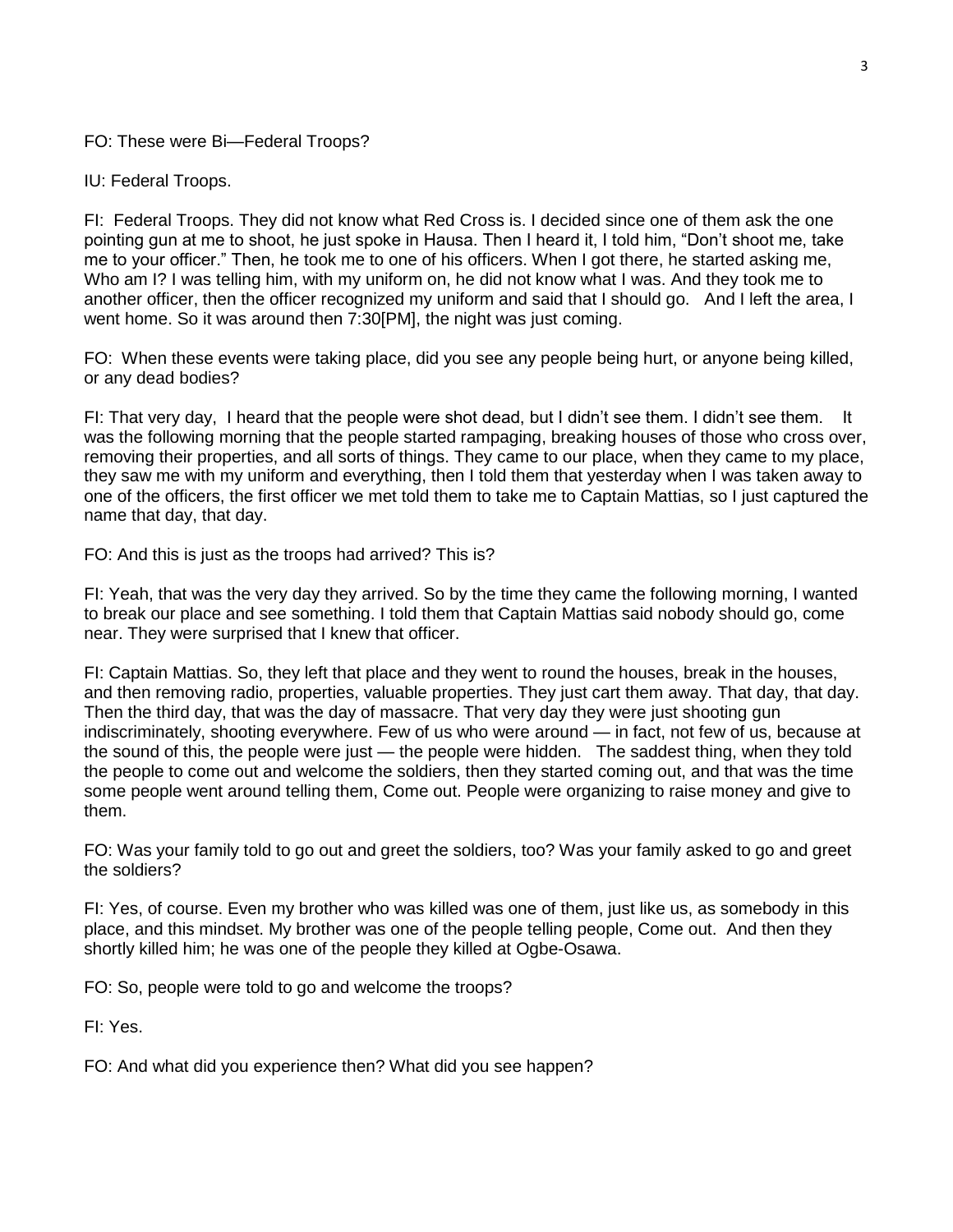FO: These were Bi—Federal Troops?

IU: Federal Troops.

FI: Federal Troops. They did not know what Red Cross is. I decided since one of them ask the one pointing gun at me to shoot, he just spoke in Hausa. Then I heard it, I told him, "Don't shoot me, take me to your officer." Then, he took me to one of his officers. When I got there, he started asking me, Who am I? I was telling him, with my uniform on, he did not know what I was. And they took me to another officer, then the officer recognized my uniform and said that I should go. And I left the area, I went home. So it was around then 7:30[PM], the night was just coming.

FO: When these events were taking place, did you see any people being hurt, or anyone being killed, or any dead bodies?

FI: That very day, I heard that the people were shot dead, but I didn't see them. I didn't see them. It was the following morning that the people started rampaging, breaking houses of those who cross over, removing their properties, and all sorts of things. They came to our place, when they came to my place, they saw me with my uniform and everything, then I told them that yesterday when I was taken away to one of the officers, the first officer we met told them to take me to Captain Mattias, so I just captured the name that day, that day.

FO: And this is just as the troops had arrived? This is?

FI: Yeah, that was the very day they arrived. So by the time they came the following morning, I wanted to break our place and see something. I told them that Captain Mattias said nobody should go, come near. They were surprised that I knew that officer.

FI: Captain Mattias. So, they left that place and they went to round the houses, break in the houses, and then removing radio, properties, valuable properties. They just cart them away. That day, that day. Then the third day, that was the day of massacre. That very day they were just shooting gun indiscriminately, shooting everywhere. Few of us who were around — in fact, not few of us, because at the sound of this, the people were just — the people were hidden. The saddest thing, when they told the people to come out and welcome the soldiers, then they started coming out, and that was the time some people went around telling them, Come out. People were organizing to raise money and give to them.

FO: Was your family told to go out and greet the soldiers, too? Was your family asked to go and greet the soldiers?

FI: Yes, of course. Even my brother who was killed was one of them, just like us, as somebody in this place, and this mindset. My brother was one of the people telling people, Come out. And then they shortly killed him; he was one of the people they killed at Ogbe-Osawa.

FO: So, people were told to go and welcome the troops?

FI: Yes.

FO: And what did you experience then? What did you see happen?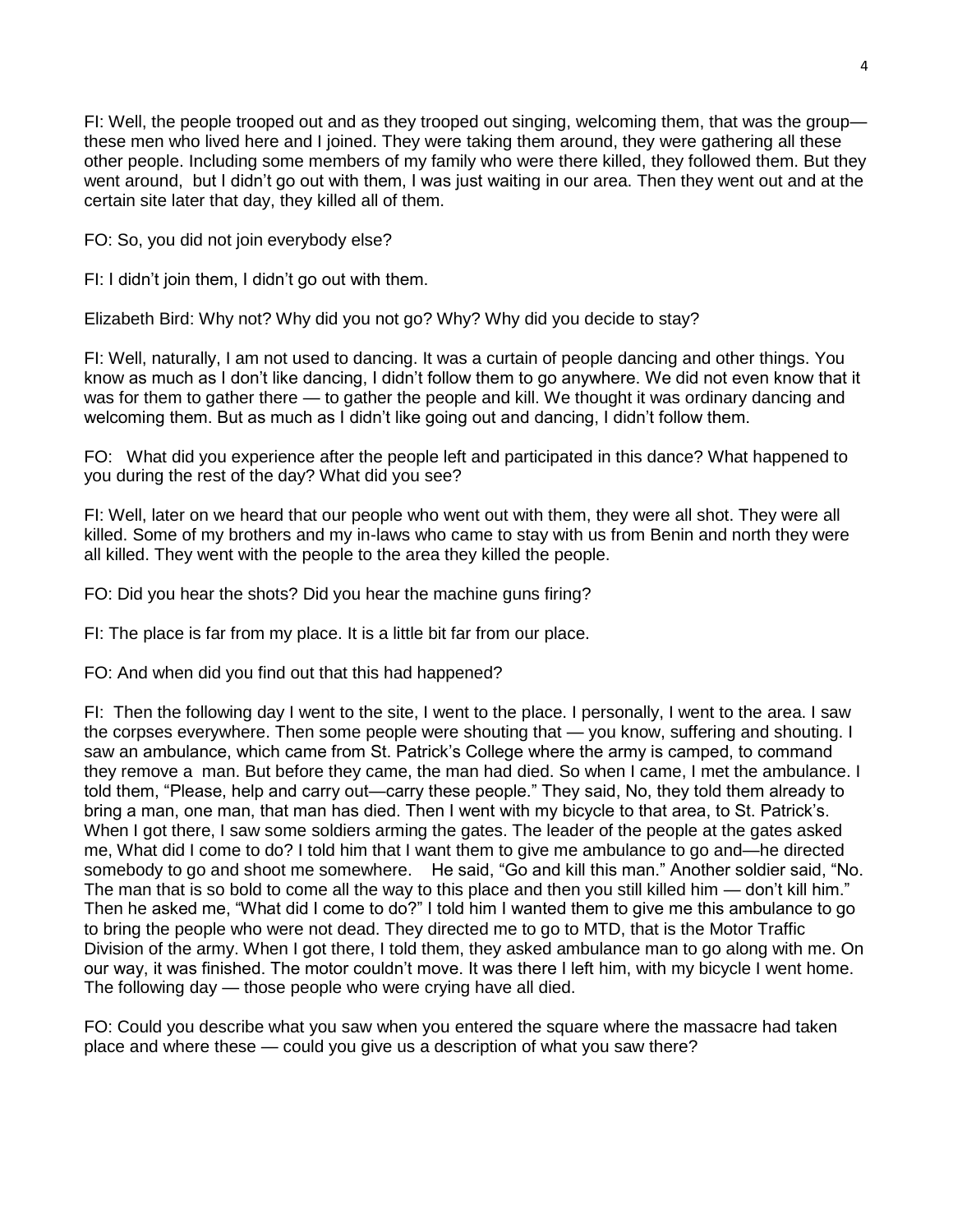FI: Well, the people trooped out and as they trooped out singing, welcoming them, that was the group— these men who lived here and I joined. They were taking them around, they were gathering all these other people. Including some members of my family who were there killed, they followed them. But they went around, but I didn't go out with them, I was just waiting in our area. Then they went out and at the certain site later that day, they killed all of them.

FO: So, you did not join everybody else?

FI: I didn't join them, I didn't go out with them.

Elizabeth Bird: Why not? Why did you not go? Why? Why did you decide to stay?

FI: Well, naturally, I am not used to dancing. It was a curtain of people dancing and other things. You know as much as I don't like dancing, I didn't follow them to go anywhere. We did not even know that it was for them to gather there — to gather the people and kill. We thought it was ordinary dancing and welcoming them. But as much as I didn't like going out and dancing, I didn't follow them.

FO: What did you experience after the people left and participated in this dance? What happened to you during the rest of the day? What did you see?

FI: Well, later on we heard that our people who went out with them, they were all shot. They were all killed. Some of my brothers and my in-laws who came to stay with us from Benin and north they were all killed. They went with the people to the area they killed the people.

FO: Did you hear the shots? Did you hear the machine guns firing?

FI: The place is far from my place. It is a little bit far from our place.

FO: And when did you find out that this had happened?

FI: Then the following day I went to the site, I went to the place. I personally, I went to the area. I saw the corpses everywhere. Then some people were shouting that — you know, suffering and shouting. I saw an ambulance, which came from St. Patrick's College where the army is camped, to command they remove a man. But before they came, the man had died. So when I came, I met the ambulance. I told them, "Please, help and carry out—carry these people." They said, No, they told them already to bring a man, one man, that man has died. Then I went with my bicycle to that area, to St. Patrick's. When I got there, I saw some soldiers arming the gates. The leader of the people at the gates asked me, What did I come to do? I told him that I want them to give me ambulance to go and—he directed somebody to go and shoot me somewhere. He said, "Go and kill this man." Another soldier said, "No. The man that is so bold to come all the way to this place and then you still killed him — don't kill him." Then he asked me, "What did I come to do?" I told him I wanted them to give me this ambulance to go to bring the people who were not dead. They directed me to go to MTD, that is the Motor Traffic Division of the army. When I got there, I told them, they asked ambulance man to go along with me. On our way, it was finished. The motor couldn't move. It was there I left him, with my bicycle I went home. The following day — those people who were crying have all died.

FO: Could you describe what you saw when you entered the square where the massacre had taken place and where these — could you give us a description of what you saw there?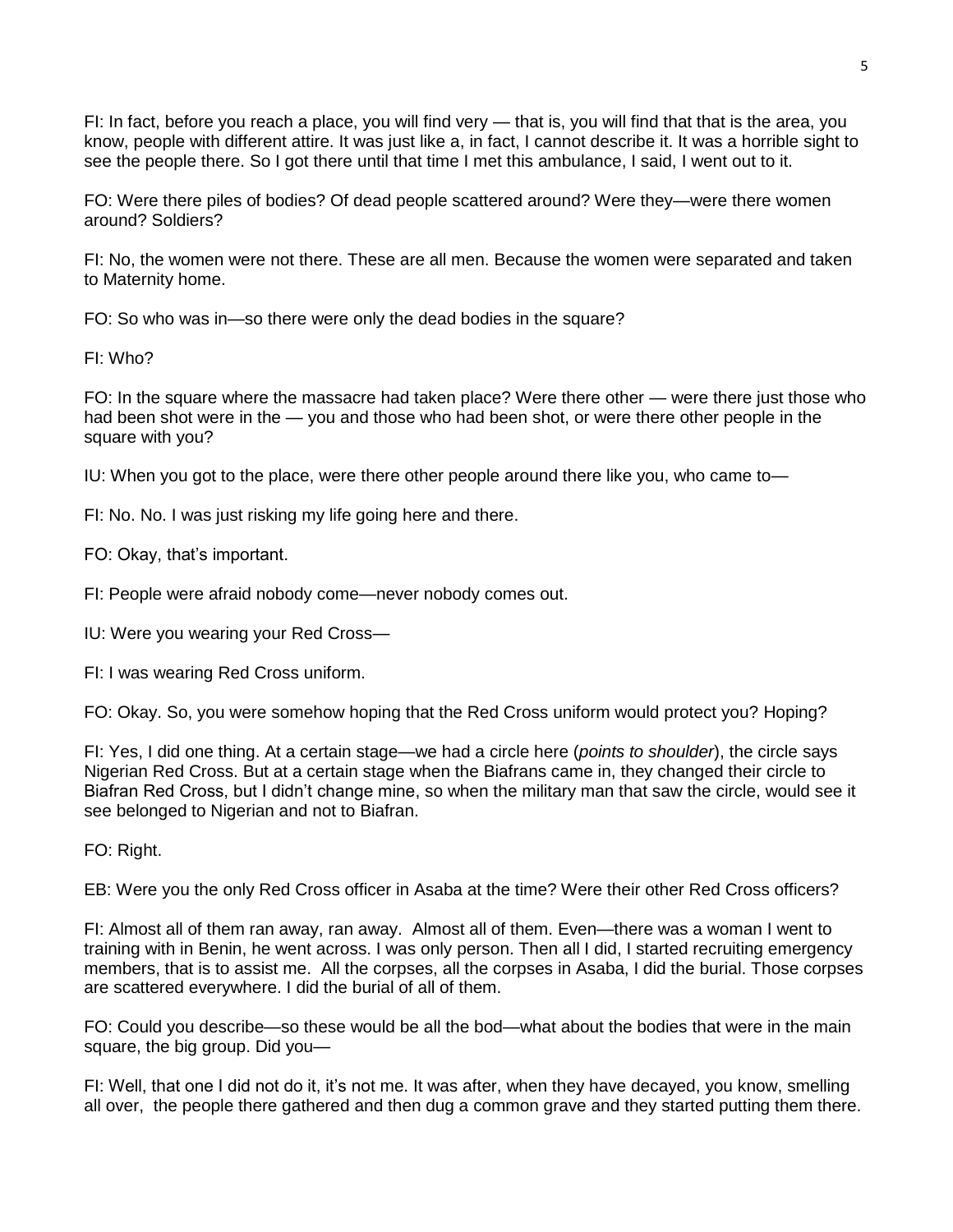FI: In fact, before you reach a place, you will find very — that is, you will find that that is the area, you know, people with different attire. It was just like a, in fact, I cannot describe it. It was a horrible sight to see the people there. So I got there until that time I met this ambulance, I said, I went out to it.

FO: Were there piles of bodies? Of dead people scattered around? Were they—were there women around? Soldiers?

FI: No, the women were not there. These are all men. Because the women were separated and taken to Maternity home.

FO: So who was in—so there were only the dead bodies in the square?

FI: Who?

FO: In the square where the massacre had taken place? Were there other — were there just those who had been shot were in the — you and those who had been shot, or were there other people in the square with you?

IU: When you got to the place, were there other people around there like you, who came to—

FI: No. No. I was just risking my life going here and there.

FO: Okay, that's important.

FI: People were afraid nobody come—never nobody comes out.

IU: Were you wearing your Red Cross—

FI: I was wearing Red Cross uniform.

FO: Okay. So, you were somehow hoping that the Red Cross uniform would protect you? Hoping?

FI: Yes, I did one thing. At a certain stage—we had a circle here (*points to shoulder*), the circle says Nigerian Red Cross. But at a certain stage when the Biafrans came in, they changed their circle to Biafran Red Cross, but I didn't change mine, so when the military man that saw the circle, would see it see belonged to Nigerian and not to Biafran.

FO: Right.

EB: Were you the only Red Cross officer in Asaba at the time? Were their other Red Cross officers?

FI: Almost all of them ran away, ran away. Almost all of them. Even—there was a woman I went to training with in Benin, he went across. I was only person. Then all I did, I started recruiting emergency members, that is to assist me. All the corpses, all the corpses in Asaba, I did the burial. Those corpses are scattered everywhere. I did the burial of all of them.

FO: Could you describe—so these would be all the bod—what about the bodies that were in the main square, the big group. Did you—

FI: Well, that one I did not do it, it's not me. It was after, when they have decayed, you know, smelling all over, the people there gathered and then dug a common grave and they started putting them there.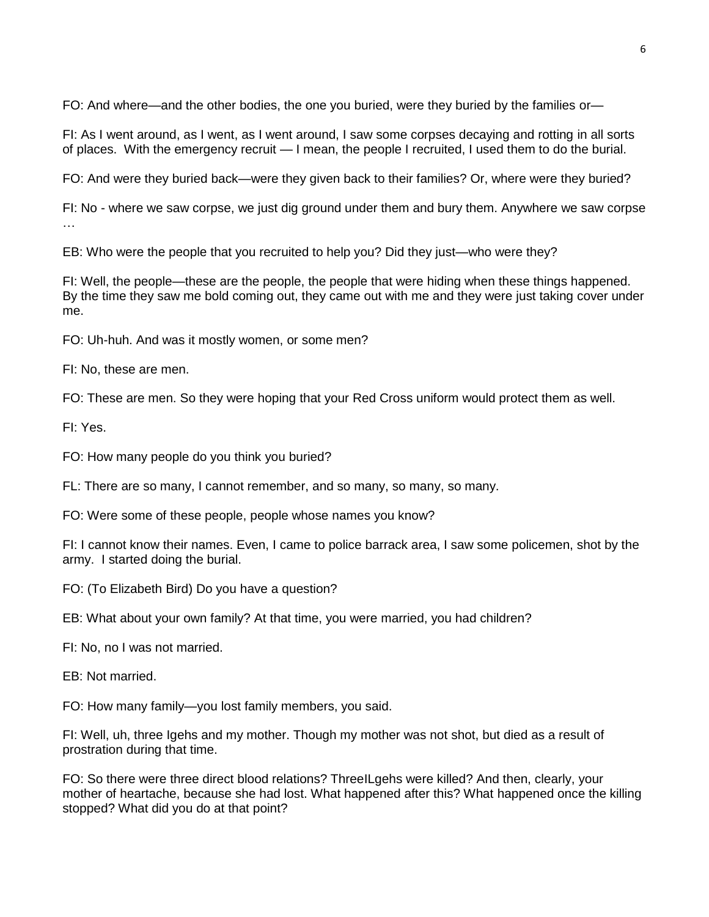FO: And where—and the other bodies, the one you buried, were they buried by the families or—

FI: As I went around, as I went, as I went around, I saw some corpses decaying and rotting in all sorts of places. With the emergency recruit — I mean, the people I recruited, I used them to do the burial.

FO: And were they buried back—were they given back to their families? Or, where were they buried?

FI: No - where we saw corpse, we just dig ground under them and bury them. Anywhere we saw corpse …

EB: Who were the people that you recruited to help you? Did they just—who were they?

FI: Well, the people—these are the people, the people that were hiding when these things happened. By the time they saw me bold coming out, they came out with me and they were just taking cover under me.

FO: Uh-huh. And was it mostly women, or some men?

FI: No, these are men.

FO: These are men. So they were hoping that your Red Cross uniform would protect them as well.

FI: Yes.

FO: How many people do you think you buried?

FL: There are so many, I cannot remember, and so many, so many, so many.

FO: Were some of these people, people whose names you know?

FI: I cannot know their names. Even, I came to police barrack area, I saw some policemen, shot by the army. I started doing the burial.

FO: (To Elizabeth Bird) Do you have a question?

EB: What about your own family? At that time, you were married, you had children?

FI: No, no I was not married.

EB: Not married.

FO: How many family—you lost family members, you said.

FI: Well, uh, three Igehs and my mother. Though my mother was not shot, but died as a result of prostration during that time.

FO: So there were three direct blood relations? ThreeILgehs were killed? And then, clearly, your mother of heartache, because she had lost. What happened after this? What happened once the killing stopped? What did you do at that point?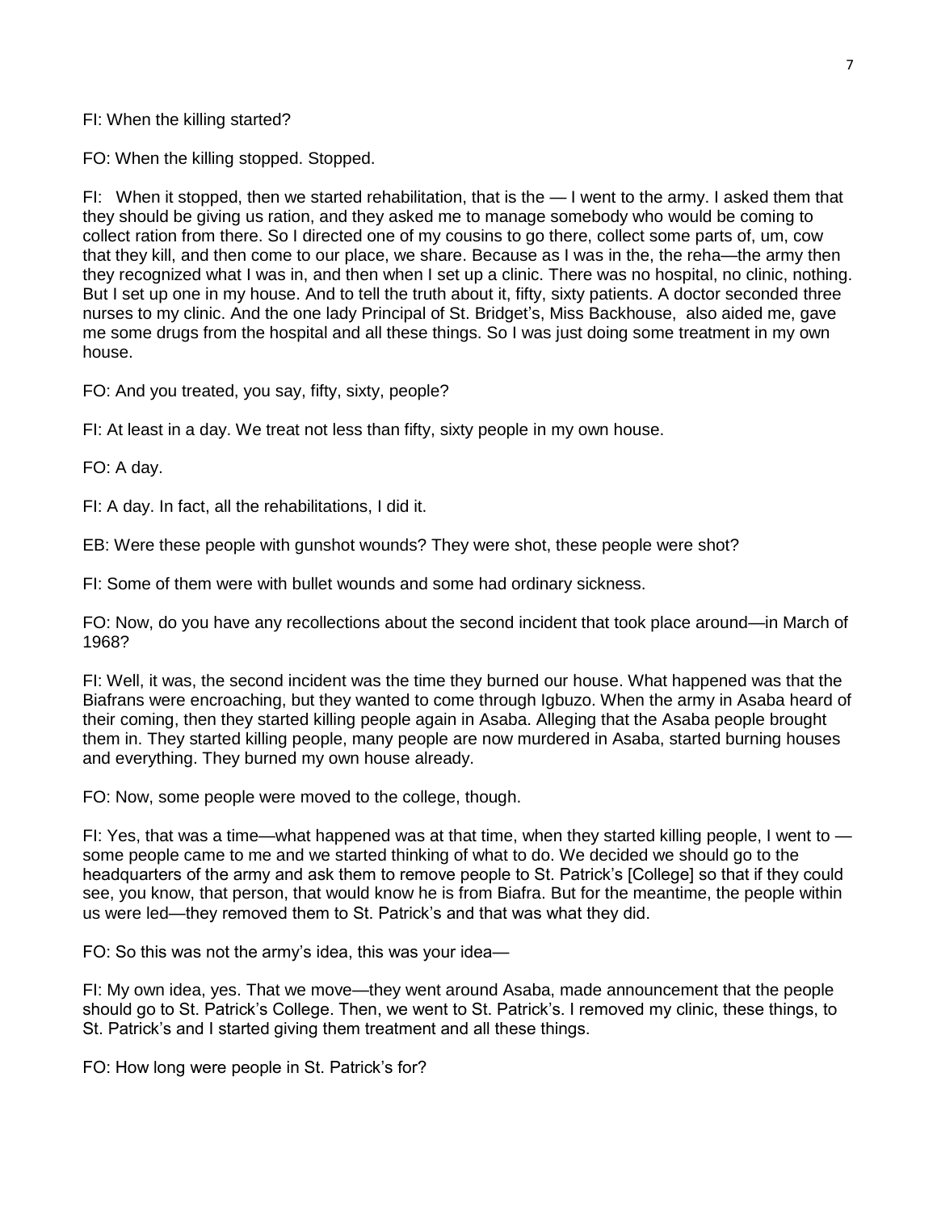FI: When the killing started?

FO: When the killing stopped. Stopped.

FI: When it stopped, then we started rehabilitation, that is the — I went to the army. I asked them that they should be giving us ration, and they asked me to manage somebody who would be coming to collect ration from there. So I directed one of my cousins to go there, collect some parts of, um, cow that they kill, and then come to our place, we share. Because as I was in the, the reha—the army then they recognized what I was in, and then when I set up a clinic. There was no hospital, no clinic, nothing. But I set up one in my house. And to tell the truth about it, fifty, sixty patients. A doctor seconded three nurses to my clinic. And the one lady Principal of St. Bridget's, Miss Backhouse, also aided me, gave me some drugs from the hospital and all these things. So I was just doing some treatment in my own house.

FO: And you treated, you say, fifty, sixty, people?

FI: At least in a day. We treat not less than fifty, sixty people in my own house.

FO: A day.

FI: A day. In fact, all the rehabilitations, I did it.

EB: Were these people with gunshot wounds? They were shot, these people were shot?

FI: Some of them were with bullet wounds and some had ordinary sickness.

FO: Now, do you have any recollections about the second incident that took place around—in March of 1968?

FI: Well, it was, the second incident was the time they burned our house. What happened was that the Biafrans were encroaching, but they wanted to come through Igbuzo. When the army in Asaba heard of their coming, then they started killing people again in Asaba. Alleging that the Asaba people brought them in. They started killing people, many people are now murdered in Asaba, started burning houses and everything. They burned my own house already.

FO: Now, some people were moved to the college, though.

FI: Yes, that was a time—what happened was at that time, when they started killing people, I went to — some people came to me and we started thinking of what to do. We decided we should go to the headquarters of the army and ask them to remove people to St. Patrick's [College] so that if they could see, you know, that person, that would know he is from Biafra. But for the meantime, the people within us were led—they removed them to St. Patrick's and that was what they did.

FO: So this was not the army's idea, this was your idea—

FI: My own idea, yes. That we move—they went around Asaba, made announcement that the people should go to St. Patrick's College. Then, we went to St. Patrick's. I removed my clinic, these things, to St. Patrick's and I started giving them treatment and all these things.

FO: How long were people in St. Patrick's for?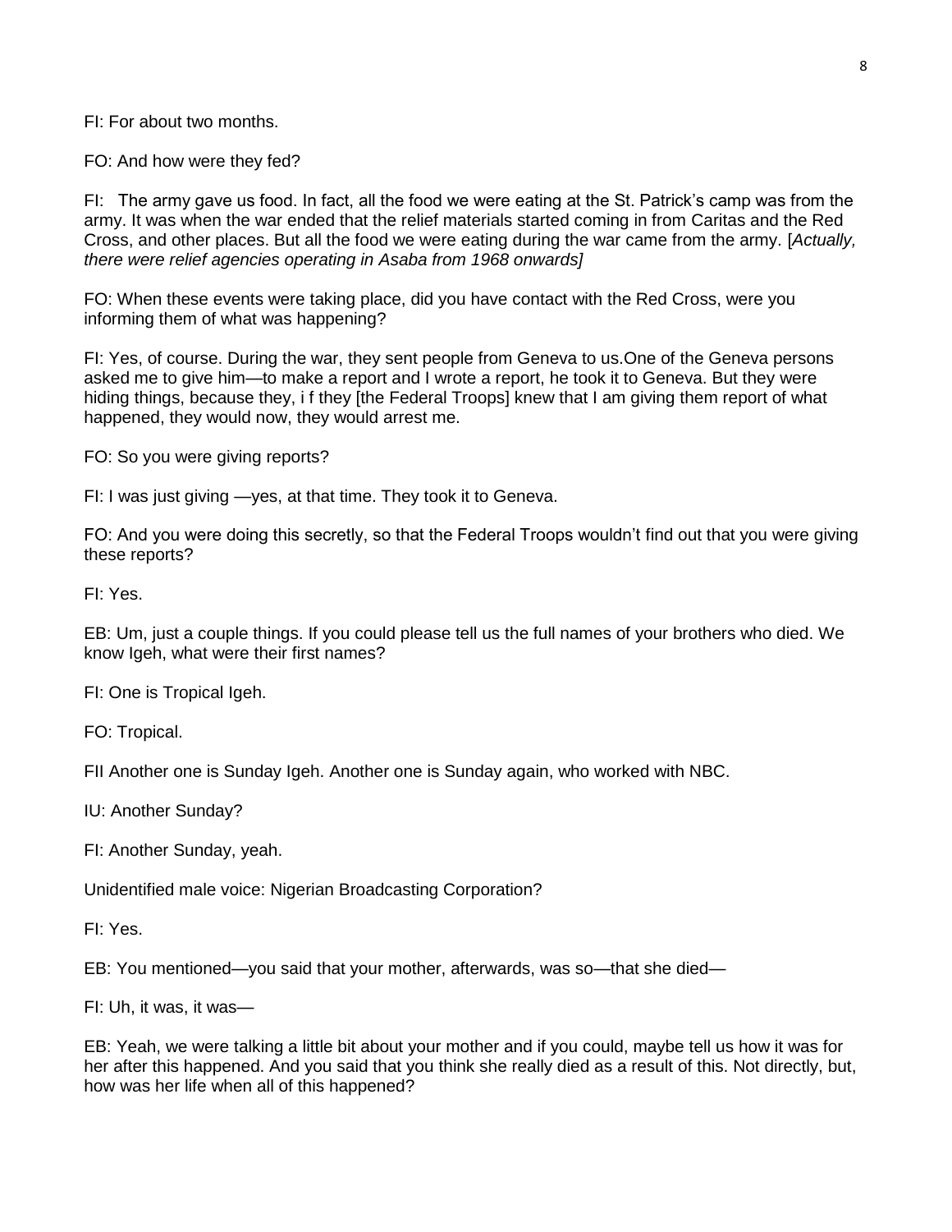FI: For about two months.

FO: And how were they fed?

FI: The army gave us food. In fact, all the food we were eating at the St. Patrick's camp was from the army. It was when the war ended that the relief materials started coming in from Caritas and the Red Cross, and other places. But all the food we were eating during the war came from the army. [*Actually, there were relief agencies operating in Asaba from 1968 onwards]*

FO: When these events were taking place, did you have contact with the Red Cross, were you informing them of what was happening?

FI: Yes, of course. During the war, they sent people from Geneva to us.One of the Geneva persons asked me to give him—to make a report and I wrote a report, he took it to Geneva. But they were hiding things, because they, i f they [the Federal Troops] knew that I am giving them report of what happened, they would now, they would arrest me.

FO: So you were giving reports?

FI: I was just giving —yes, at that time. They took it to Geneva.

FO: And you were doing this secretly, so that the Federal Troops wouldn't find out that you were giving these reports?

FI: Yes.

EB: Um, just a couple things. If you could please tell us the full names of your brothers who died. We know Igeh, what were their first names?

FI: One is Tropical Igeh.

FO: Tropical.

FII Another one is Sunday Igeh. Another one is Sunday again, who worked with NBC.

IU: Another Sunday?

FI: Another Sunday, yeah.

Unidentified male voice: Nigerian Broadcasting Corporation?

FI: Yes.

EB: You mentioned—you said that your mother, afterwards, was so—that she died—

FI: Uh, it was, it was—

EB: Yeah, we were talking a little bit about your mother and if you could, maybe tell us how it was for her after this happened. And you said that you think she really died as a result of this. Not directly, but, how was her life when all of this happened?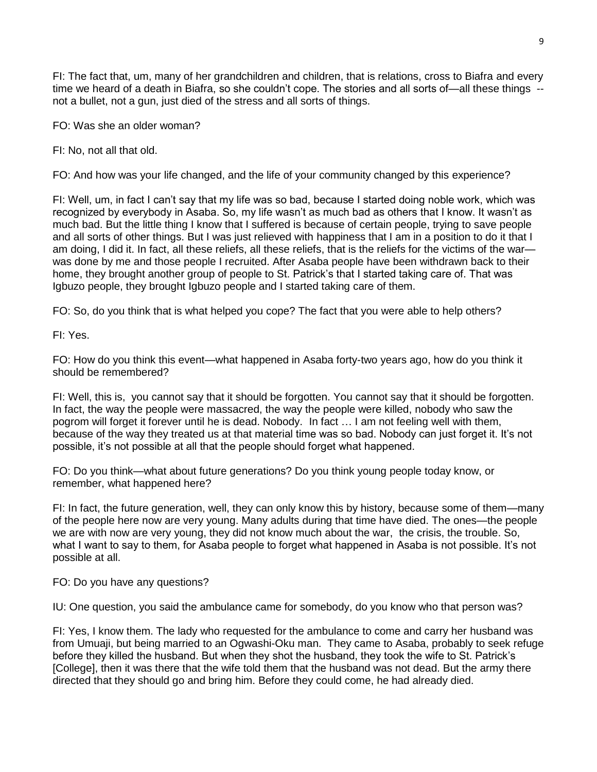FI: The fact that, um, many of her grandchildren and children, that is relations, cross to Biafra and every time we heard of a death in Biafra, so she couldn't cope. The stories and all sorts of—all these things -- not a bullet, not a gun, just died of the stress and all sorts of things.

FO: Was she an older woman?

FI: No, not all that old.

FO: And how was your life changed, and the life of your community changed by this experience?

FI: Well, um, in fact I can't say that my life was so bad, because I started doing noble work, which was recognized by everybody in Asaba. So, my life wasn't as much bad as others that I know. It wasn't as much bad. But the little thing I know that I suffered is because of certain people, trying to save people and all sorts of other things. But I was just relieved with happiness that I am in a position to do it that I am doing, I did it. In fact, all these reliefs, all these reliefs, that is the reliefs for the victims of the war—was done by me and those people I recruited. After Asaba people have been withdrawn back to their home, they brought another group of people to St. Patrick's that I started taking care of. That was Igbuzo people, they brought Igbuzo people and I started taking care of them.

FO: So, do you think that is what helped you cope? The fact that you were able to help others?

FI: Yes.

FO: How do you think this event—what happened in Asaba forty-two years ago, how do you think it should be remembered?

FI: Well, this is, you cannot say that it should be forgotten. You cannot say that it should be forgotten. In fact, the way the people were massacred, the way the people were killed, nobody who saw the pogrom will forget it forever until he is dead. Nobody. In fact … I am not feeling well with them, because of the way they treated us at that material time was so bad. Nobody can just forget it. It's not possible, it's not possible at all that the people should forget what happened.

FO: Do you think—what about future generations? Do you think young people today know, or remember, what happened here?

FI: In fact, the future generation, well, they can only know this by history, because some of them—many of the people here now are very young. Many adults during that time have died. The ones—the people we are with now are very young, they did not know much about the war, the crisis, the trouble. So, what I want to say to them, for Asaba people to forget what happened in Asaba is not possible. It's not possible at all.

FO: Do you have any questions?

IU: One question, you said the ambulance came for somebody, do you know who that person was?

FI: Yes, I know them. The lady who requested for the ambulance to come and carry her husband was from Umuaji, but being married to an Ogwashi-Oku man. They came to Asaba, probably to seek refuge before they killed the husband. But when they shot the husband, they took the wife to St. Patrick's [College], then it was there that the wife told them that the husband was not dead. But the army there directed that they should go and bring him. Before they could come, he had already died.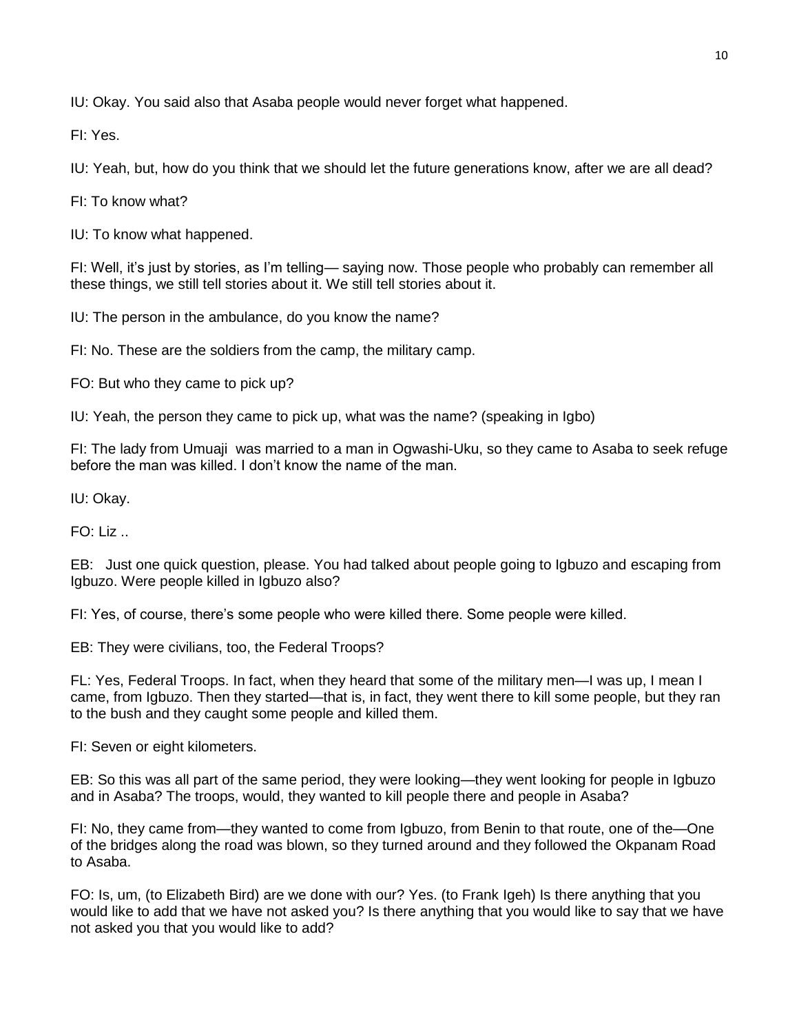IU: Okay. You said also that Asaba people would never forget what happened.

FI: Yes.

IU: Yeah, but, how do you think that we should let the future generations know, after we are all dead?

FI: To know what?

IU: To know what happened.

FI: Well, it's just by stories, as I'm telling— saying now. Those people who probably can remember all these things, we still tell stories about it. We still tell stories about it.

IU: The person in the ambulance, do you know the name?

FI: No. These are the soldiers from the camp, the military camp.

FO: But who they came to pick up?

IU: Yeah, the person they came to pick up, what was the name? (speaking in Igbo)

FI: The lady from Umuaji was married to a man in Ogwashi-Uku, so they came to Asaba to seek refuge before the man was killed. I don't know the name of the man.

IU: Okay.

FO: Liz ..

EB: Just one quick question, please. You had talked about people going to Igbuzo and escaping from Igbuzo. Were people killed in Igbuzo also?

FI: Yes, of course, there's some people who were killed there. Some people were killed.

EB: They were civilians, too, the Federal Troops?

FL: Yes, Federal Troops. In fact, when they heard that some of the military men—I was up, I mean I came, from Igbuzo. Then they started—that is, in fact, they went there to kill some people, but they ran to the bush and they caught some people and killed them.

FI: Seven or eight kilometers.

EB: So this was all part of the same period, they were looking—they went looking for people in Igbuzo and in Asaba? The troops, would, they wanted to kill people there and people in Asaba?

FI: No, they came from—they wanted to come from Igbuzo, from Benin to that route, one of the—One of the bridges along the road was blown, so they turned around and they followed the Okpanam Road to Asaba.

FO: Is, um, (to Elizabeth Bird) are we done with our? Yes. (to Frank Igeh) Is there anything that you would like to add that we have not asked you? Is there anything that you would like to say that we have not asked you that you would like to add?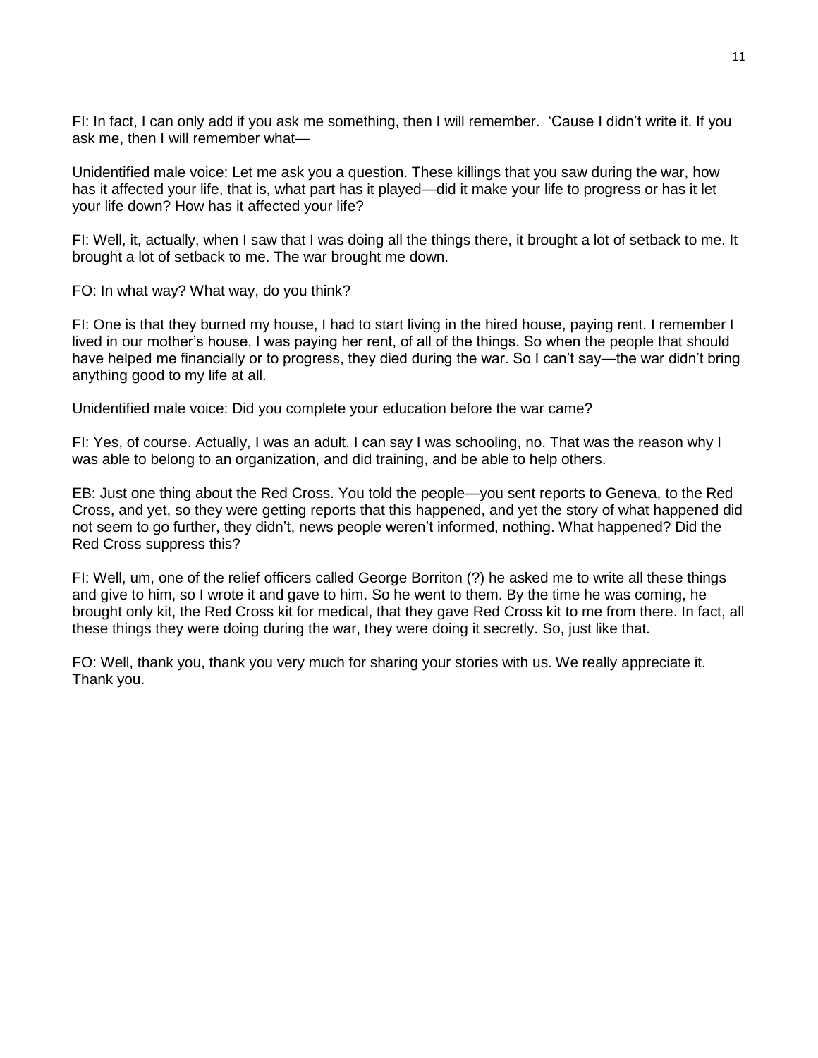FI: In fact, I can only add if you ask me something, then I will remember. 'Cause I didn't write it. If you ask me, then I will remember what—

Unidentified male voice: Let me ask you a question. These killings that you saw during the war, how has it affected your life, that is, what part has it played—did it make your life to progress or has it let your life down? How has it affected your life?

FI: Well, it, actually, when I saw that I was doing all the things there, it brought a lot of setback to me. It brought a lot of setback to me. The war brought me down.

FO: In what way? What way, do you think?

FI: One is that they burned my house, I had to start living in the hired house, paying rent. I remember I lived in our mother's house, I was paying her rent, of all of the things. So when the people that should have helped me financially or to progress, they died during the war. So I can't say—the war didn't bring anything good to my life at all.

Unidentified male voice: Did you complete your education before the war came?

FI: Yes, of course. Actually, I was an adult. I can say I was schooling, no. That was the reason why I was able to belong to an organization, and did training, and be able to help others.

EB: Just one thing about the Red Cross. You told the people—you sent reports to Geneva, to the Red Cross, and yet, so they were getting reports that this happened, and yet the story of what happened did not seem to go further, they didn't, news people weren't informed, nothing. What happened? Did the Red Cross suppress this?

FI: Well, um, one of the relief officers called George Borriton (?) he asked me to write all these things and give to him, so I wrote it and gave to him. So he went to them. By the time he was coming, he brought only kit, the Red Cross kit for medical, that they gave Red Cross kit to me from there. In fact, all these things they were doing during the war, they were doing it secretly. So, just like that.

FO: Well, thank you, thank you very much for sharing your stories with us. We really appreciate it. Thank you.